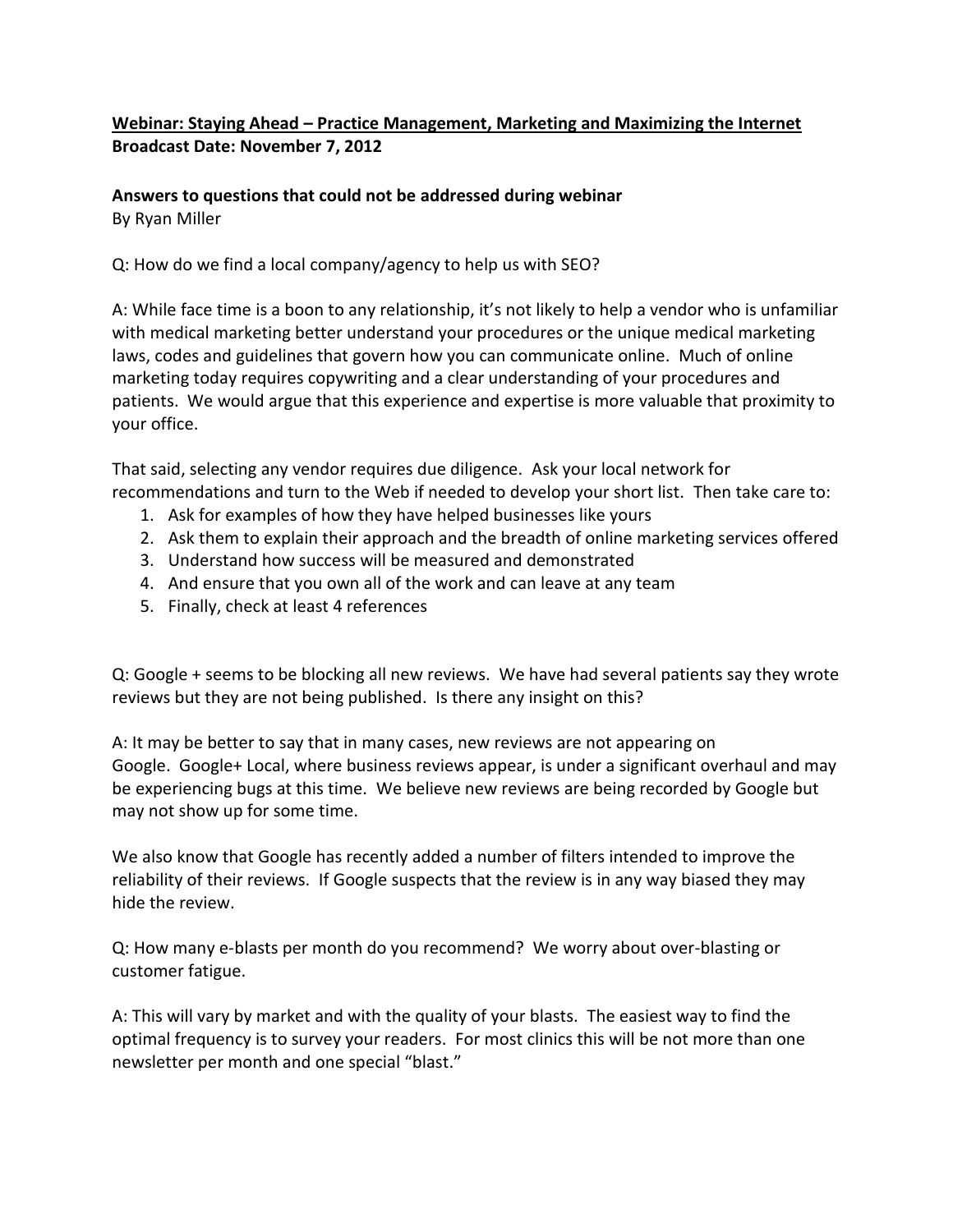**Webinar: Staying Ahead – Practice Management, Marketing and Maximizing the Internet**
**Broadcast Date: November 7, 2012**

**Answers to questions that could not be addressed during webinar**
By Ryan Miller

Q: How do we find a local company/agency to help us with SEO?

A: While face time is a boon to any relationship, it's not likely to help a vendor who is unfamiliar with medical marketing better understand your procedures or the unique medical marketing laws, codes and guidelines that govern how you can communicate online. Much of online marketing today requires copywriting and a clear understanding of your procedures and patients. We would argue that this experience and expertise is more valuable that proximity to your office.

That said, selecting any vendor requires due diligence. Ask your local network for recommendations and turn to the Web if needed to develop your short list. Then take care to:

1. Ask for examples of how they have helped businesses like yours
2. Ask them to explain their approach and the breadth of online marketing services offered
3. Understand how success will be measured and demonstrated
4. And ensure that you own all of the work and can leave at any team
5. Finally, check at least 4 references

Q: Google + seems to be blocking all new reviews. We have had several patients say they wrote reviews but they are not being published. Is there any insight on this?

A: It may be better to say that in many cases, new reviews are not appearing on Google. Google+ Local, where business reviews appear, is under a significant overhaul and may be experiencing bugs at this time. We believe new reviews are being recorded by Google but may not show up for some time.

We also know that Google has recently added a number of filters intended to improve the reliability of their reviews. If Google suspects that the review is in any way biased they may hide the review.

Q: How many e-blasts per month do you recommend? We worry about over-blasting or customer fatigue.

A: This will vary by market and with the quality of your blasts. The easiest way to find the optimal frequency is to survey your readers. For most clinics this will be not more than one newsletter per month and one special "blast."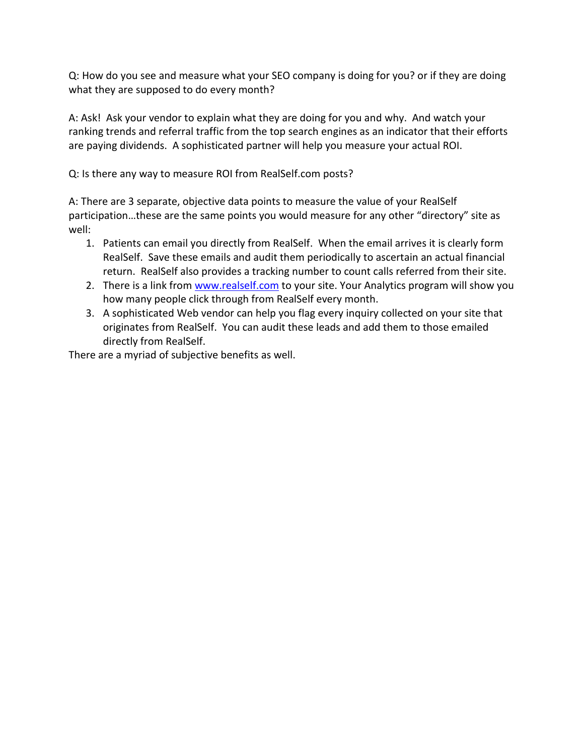Q: How do you see and measure what your SEO company is doing for you? or if they are doing what they are supposed to do every month?

A: Ask! Ask your vendor to explain what they are doing for you and why. And watch your ranking trends and referral traffic from the top search engines as an indicator that their efforts are paying dividends. A sophisticated partner will help you measure your actual ROI.

Q: Is there any way to measure ROI from RealSelf.com posts?

A: There are 3 separate, objective data points to measure the value of your RealSelf participation…these are the same points you would measure for any other "directory" site as well:

1. Patients can email you directly from RealSelf. When the email arrives it is clearly form RealSelf. Save these emails and audit them periodically to ascertain an actual financial return. RealSelf also provides a tracking number to count calls referred from their site.
2. There is a link from [www.realself.com](http://www.realself.com) to your site. Your Analytics program will show you how many people click through from RealSelf every month.
3. A sophisticated Web vendor can help you flag every inquiry collected on your site that originates from RealSelf. You can audit these leads and add them to those emailed directly from RealSelf.

There are a myriad of subjective benefits as well.